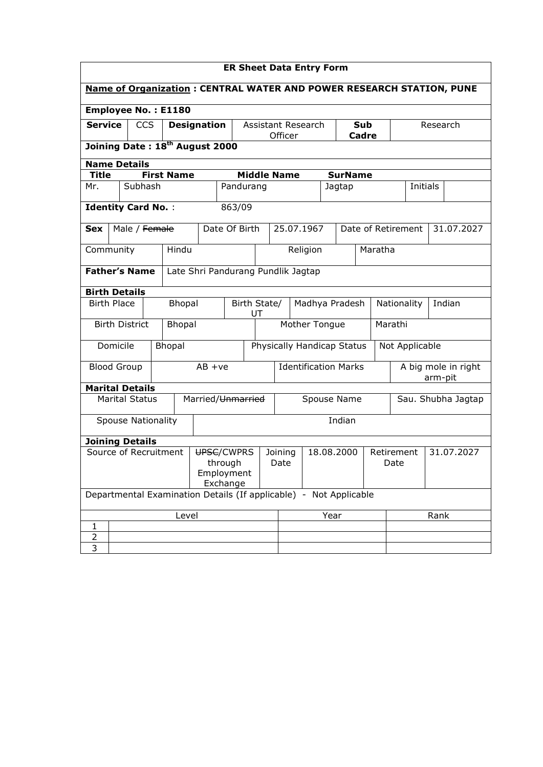# ER Sheet Data Entry Form

**Name of Organization : CENTRAL WATER AND POWER RESEARCH STATION, PUNE**

**Employee No. : E1180**

| **Service** | CCS | **Designation** | Assistant Research Officer | **Sub Cadre** | Research |
|---|---|---|---|---|---|

**Joining Date : 18th August 2000**

### Name Details

| **Title** | **First Name** | **Middle Name** | **SurName** | | |
|---|---|---|---|---|---|
| Mr. | Subhash | Pandurang | Jagtap | Initials | |

**Identity Card No.** : 863/09

| **Sex** | Male / ~~Female~~ | Date Of Birth | 25.07.1967 | Date of Retirement | 31.07.2027 |
|---|---|---|---|---|---|

| Community | Hindu | Religion | Maratha |
|---|---|---|---|

| **Father's Name** | Late Shri Pandurang Pundlik Jagtap |
|---|---|

### Birth Details

| Birth Place | Bhopal | Birth State/ UT | Madhya Pradesh | Nationality | Indian |
|---|---|---|---|---|---|
| Birth District | Bhopal | Mother Tongue | Marathi | | |
| Domicile | Bhopal | Physically Handicap Status | Not Applicable | | |
| Blood Group | AB +ve | Identification Marks | A big mole in right arm-pit | | |

### Marital Details

| Marital Status | Married/~~Unmarried~~ | Spouse Name | Sau. Shubha Jagtap |
|---|---|---|---|
| Spouse Nationality | Indian | | |

### Joining Details

| Source of Recruitment | ~~UPSC~~/CWPRS through Employment Exchange | Joining Date | 18.08.2000 | Retirement Date | 31.07.2027 |
|---|---|---|---|---|---|

Departmental Examination Details (If applicable) - Not Applicable

| | Level | Year | Rank |
|---|---|---|---|
| 1 | | | |
| 2 | | | |
| 3 | | | |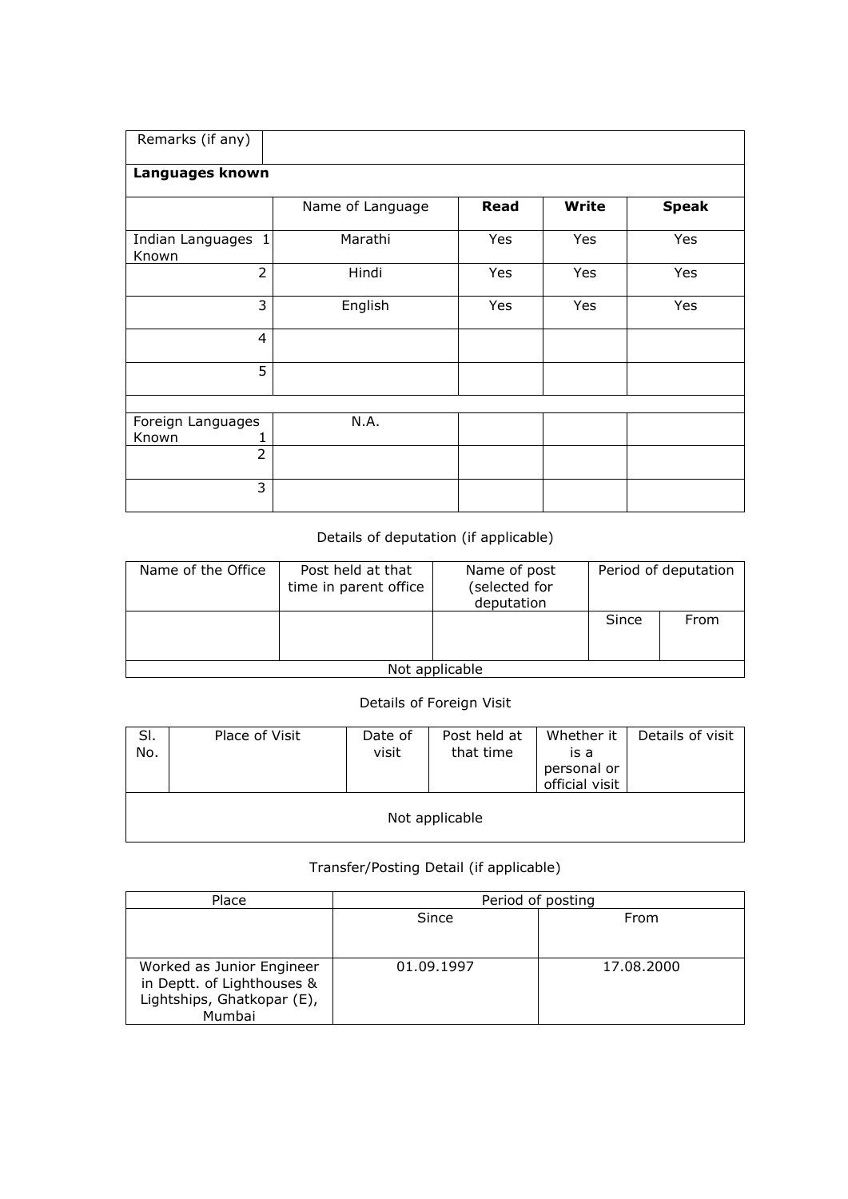| Remarks (if any) | | | | |
|---|---|---|---|---|
| **Languages known** | | | | |
| | Name of Language | **Read** | **Write** | **Speak** |
| Indian Languages Known 1 | Marathi | Yes | Yes | Yes |
| 2 | Hindi | Yes | Yes | Yes |
| 3 | English | Yes | Yes | Yes |
| 4 | | | | |
| 5 | | | | |
| | | | | |
| Foreign Languages Known 1 | N.A. | | | |
| 2 | | | | |
| 3 | | | | |

Details of deputation (if applicable)

| Name of the Office | Post held at that time in parent office | Name of post (selected for deputation | Period of deputation | |
|---|---|---|---|---|
| | | | Since | From |
| Not applicable | | | | |

Details of Foreign Visit

| Sl. No. | Place of Visit | Date of visit | Post held at that time | Whether it is a personal or official visit | Details of visit |
|---|---|---|---|---|---|
| Not applicable | | | | | |

Transfer/Posting Detail (if applicable)

| Place | Period of posting | |
|---|---|---|
| | Since | From |
| Worked as Junior Engineer in Deptt. of Lighthouses & Lightships, Ghatkopar (E), Mumbai | 01.09.1997 | 17.08.2000 |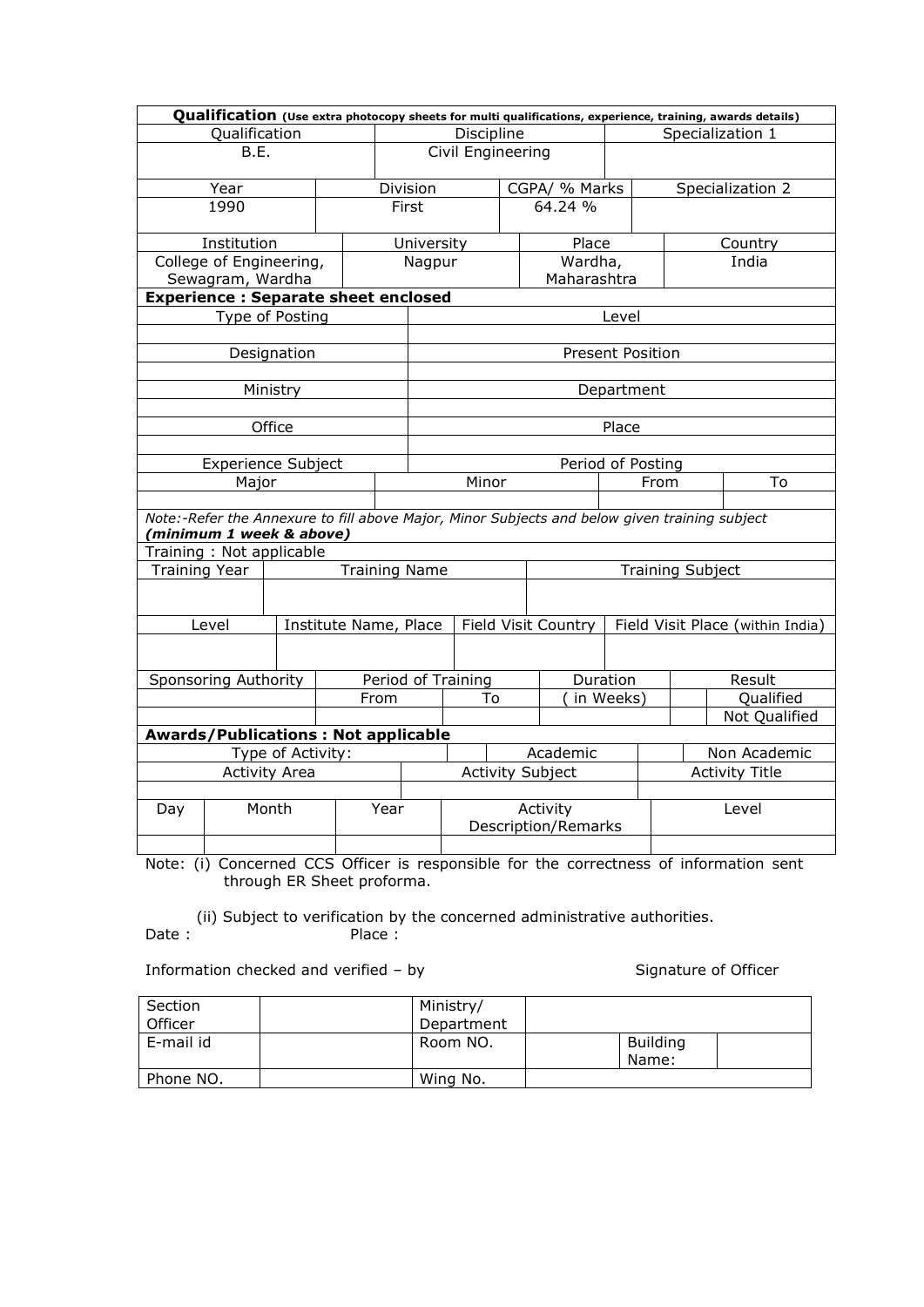**Qualification** (Use extra photocopy sheets for multi qualifications, experience, training, awards details)

| Qualification | Discipline | Specialization 1 |
|---|---|---|
| B.E. | Civil Engineering | |

| Year | Division | CGPA/ % Marks | Specialization 2 |
|---|---|---|---|
| 1990 | First | 64.24 % | |

| Institution | University | Place | Country |
|---|---|---|---|
| College of Engineering, Sewagram, Wardha | Nagpur | Wardha, Maharashtra | India |

**Experience : Separate sheet enclosed**

| Type of Posting | Level |
|---|---|
| | |
| Designation | Present Position |
| | |
| Ministry | Department |
| | |
| Office | Place |
| | |

| Experience Subject | | Period of Posting | |
|---|---|---|---|
| Major | Minor | From | To |
| | | | |

*Note:-Refer the Annexure to fill above Major, Minor Subjects and below given training subject* ***(minimum 1 week & above)***

Training : Not applicable

| Training Year | Training Name | Training Subject |
|---|---|---|
| | | |

| Level | Institute Name, Place | Field Visit Country | Field Visit Place (within India) |
|---|---|---|---|
| | | | |

| Sponsoring Authority | Period of Training | | Duration | Result | |
|---|---|---|---|---|---|
| | From | To | ( in Weeks) | | Qualified |
| | | | | | Not Qualified |

**Awards/Publications : Not applicable**

| Type of Activity: | | Academic | | Non Academic |
|---|---|---|---|---|
| Activity Area | Activity Subject | | Activity Title | |
| | | | | |

| Day | Month | Year | Activity Description/Remarks | Level |
|---|---|---|---|---|
| | | | | |

Note: (i) Concerned CCS Officer is responsible for the correctness of information sent through ER Sheet proforma.

(ii) Subject to verification by the concerned administrative authorities.

Date : Place :

Information checked and verified – by

Signature of Officer

| | | | | | |
|---|---|---|---|---|---|
| Section Officer | | Ministry/ Department | | | |
| E-mail id | | Room NO. | | Building Name: | |
| Phone NO. | | Wing No. | | | |